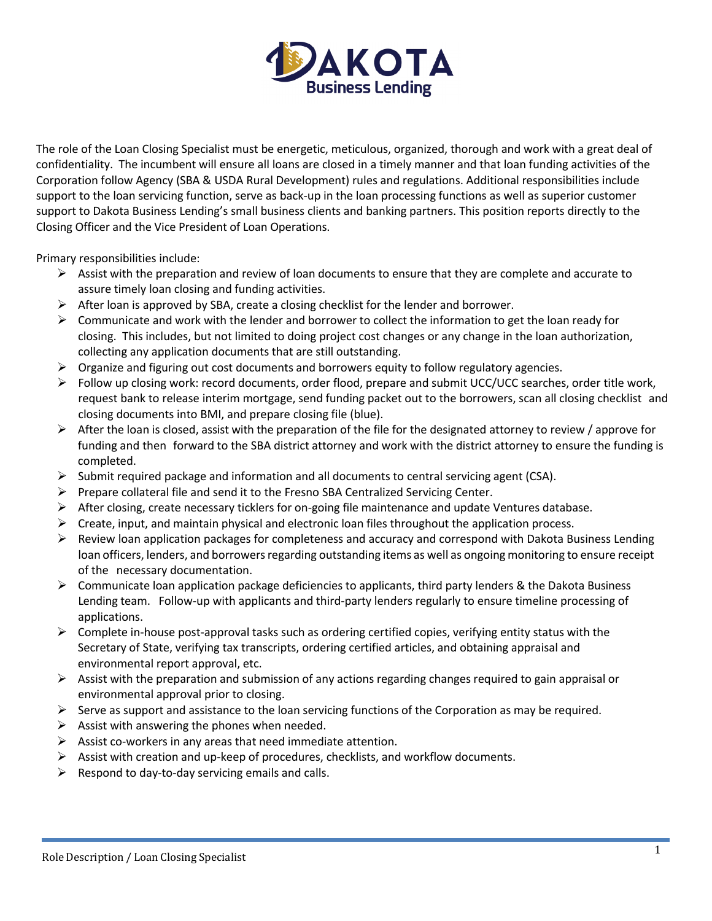The role of the Loan Closing Specialist must be energetic, meticulous, organized, thorough and work with a great deal of confidentiality. The incumbent will ensure all loans are closed in a timely manner and that loan funding activities of the Corporation follow Agency (SBA & USDA Rural Development) rules and regulations. Additional responsibilities include support to the loan servicing function, serve as back-up in the loan processing functions as well as superior customer support to Dakota Business Lending's small business clients and banking partners. This position reports directly to the Closing Officer and the Vice President of Loan Operations.

Primary responsibilities include:

- Assist with the preparation and review of loan documents to ensure that they are complete and accurate to assure timely loan closing and funding activities.
- After loan is approved by SBA, create a closing checklist for the lender and borrower.
- Communicate and work with the lender and borrower to collect the information to get the loan ready for closing. This includes, but not limited to doing project cost changes or any change in the loan authorization, collecting any application documents that are still outstanding.
- Organize and figuring out cost documents and borrowers equity to follow regulatory agencies.
- Follow up closing work: record documents, order flood, prepare and submit UCC/UCC searches, order title work, request bank to release interim mortgage, send funding packet out to the borrowers, scan all closing checklist and closing documents into BMI, and prepare closing file (blue).
- After the loan is closed, assist with the preparation of the file for the designated attorney to review / approve for funding and then forward to the SBA district attorney and work with the district attorney to ensure the funding is completed.
- Submit required package and information and all documents to central servicing agent (CSA).
- Prepare collateral file and send it to the Fresno SBA Centralized Servicing Center.
- After closing, create necessary ticklers for on-going file maintenance and update Ventures database.
- Create, input, and maintain physical and electronic loan files throughout the application process.
- Review loan application packages for completeness and accuracy and correspond with Dakota Business Lending loan officers, lenders, and borrowers regarding outstanding items as well as ongoing monitoring to ensure receipt of the necessary documentation.
- Communicate loan application package deficiencies to applicants, third party lenders & the Dakota Business Lending team. Follow-up with applicants and third-party lenders regularly to ensure timeline processing of applications.
- Complete in-house post-approval tasks such as ordering certified copies, verifying entity status with the Secretary of State, verifying tax transcripts, ordering certified articles, and obtaining appraisal and environmental report approval, etc.
- Assist with the preparation and submission of any actions regarding changes required to gain appraisal or environmental approval prior to closing.
- Serve as support and assistance to the loan servicing functions of the Corporation as may be required.
- Assist with answering the phones when needed.
- Assist co-workers in any areas that need immediate attention.
- Assist with creation and up-keep of procedures, checklists, and workflow documents.
- Respond to day-to-day servicing emails and calls.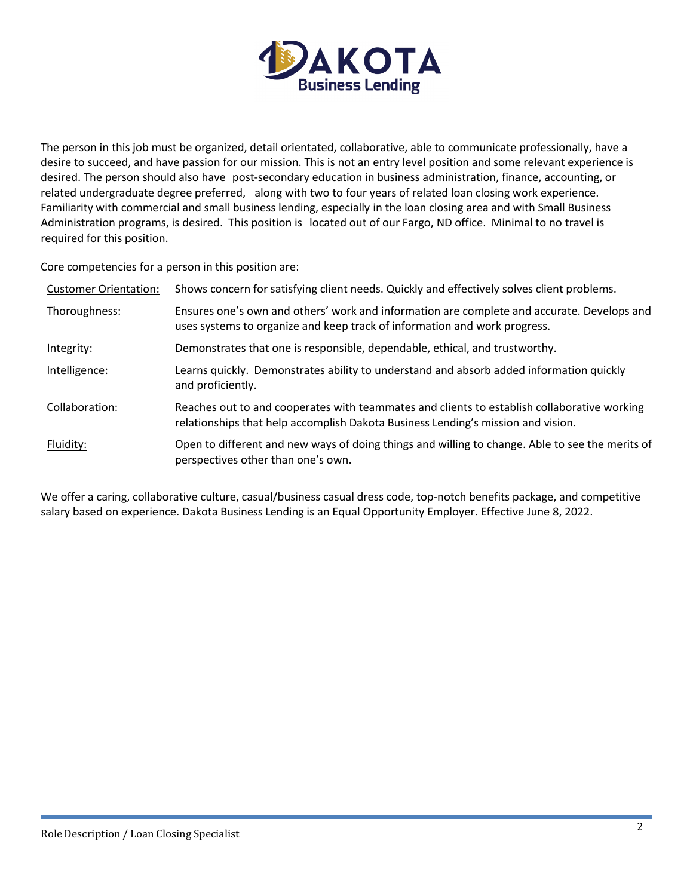The person in this job must be organized, detail orientated, collaborative, able to communicate professionally, have a desire to succeed, and have passion for our mission. This is not an entry level position and some relevant experience is desired. The person should also have post-secondary education in business administration, finance, accounting, or related undergraduate degree preferred, along with two to four years of related loan closing work experience. Familiarity with commercial and small business lending, especially in the loan closing area and with Small Business Administration programs, is desired. This position is located out of our Fargo, ND office. Minimal to no travel is required for this position.

Core competencies for a person in this position are:

| | |
|---|---|
| Customer Orientation: | Shows concern for satisfying client needs. Quickly and effectively solves client problems. |
| Thoroughness: | Ensures one's own and others' work and information are complete and accurate. Develops and uses systems to organize and keep track of information and work progress. |
| Integrity: | Demonstrates that one is responsible, dependable, ethical, and trustworthy. |
| Intelligence: | Learns quickly. Demonstrates ability to understand and absorb added information quickly and proficiently. |
| Collaboration: | Reaches out to and cooperates with teammates and clients to establish collaborative working relationships that help accomplish Dakota Business Lending's mission and vision. |
| Fluidity: | Open to different and new ways of doing things and willing to change. Able to see the merits of perspectives other than one's own. |

We offer a caring, collaborative culture, casual/business casual dress code, top-notch benefits package, and competitive salary based on experience. Dakota Business Lending is an Equal Opportunity Employer. Effective June 8, 2022.